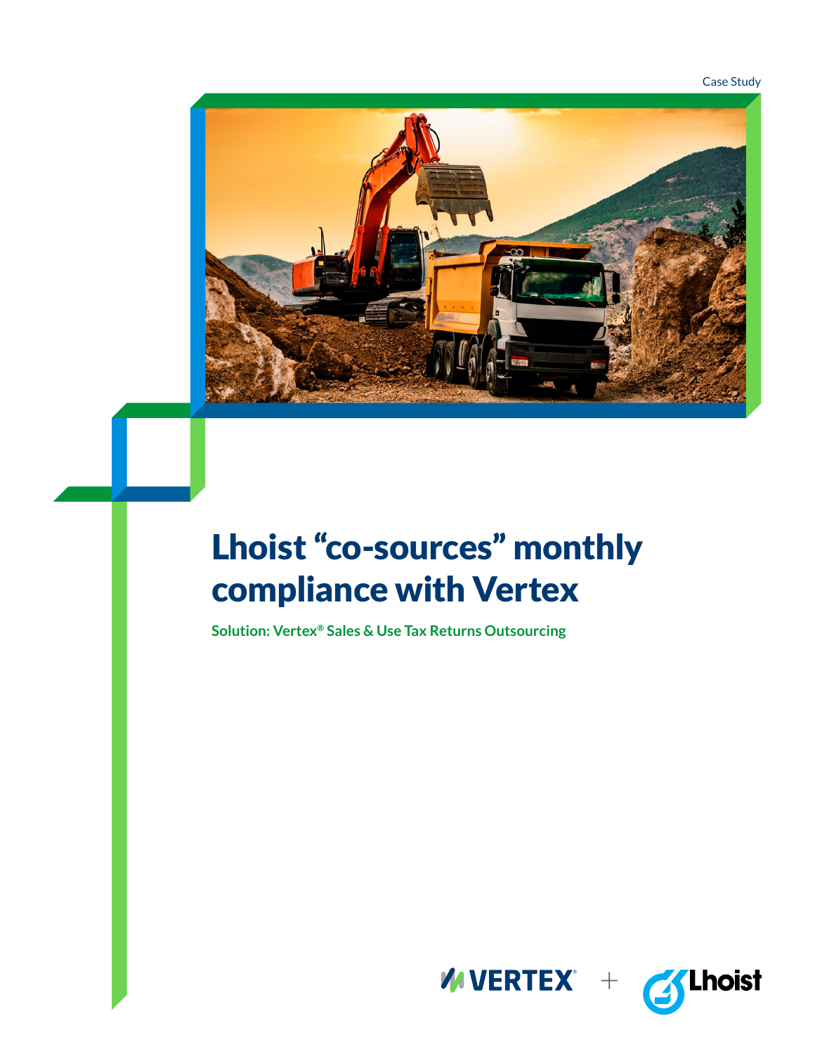Case Study

# Lhoist "co-sources" monthly compliance with Vertex

**Solution: Vertex® Sales & Use Tax Returns Outsourcing**

VERTEX + Lhoist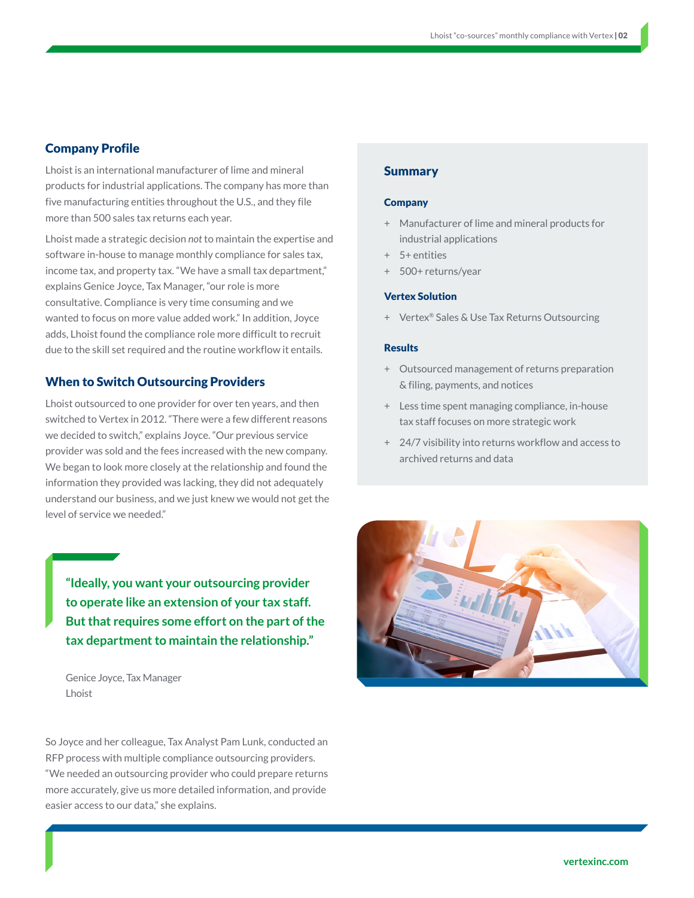## Company Profile

Lhoist is an international manufacturer of lime and mineral products for industrial applications. The company has more than five manufacturing entities throughout the U.S., and they file more than 500 sales tax returns each year.

Lhoist made a strategic decision *not* to maintain the expertise and software in-house to manage monthly compliance for sales tax, income tax, and property tax. "We have a small tax department," explains Genice Joyce, Tax Manager, "our role is more consultative. Compliance is very time consuming and we wanted to focus on more value added work." In addition, Joyce adds, Lhoist found the compliance role more difficult to recruit due to the skill set required and the routine workflow it entails.

## When to Switch Outsourcing Providers

Lhoist outsourced to one provider for over ten years, and then switched to Vertex in 2012. "There were a few different reasons we decided to switch," explains Joyce. "Our previous service provider was sold and the fees increased with the new company. We began to look more closely at the relationship and found the information they provided was lacking, they did not adequately understand our business, and we just knew we would not get the level of service we needed."

> **"Ideally, you want your outsourcing provider to operate like an extension of your tax staff. But that requires some effort on the part of the tax department to maintain the relationship."**
>
> Genice Joyce, Tax Manager
> Lhoist

So Joyce and her colleague, Tax Analyst Pam Lunk, conducted an RFP process with multiple compliance outsourcing providers. "We needed an outsourcing provider who could prepare returns more accurately, give us more detailed information, and provide easier access to our data," she explains.

## Summary

### Company

+ Manufacturer of lime and mineral products for industrial applications
+ 5+ entities
+ 500+ returns/year

### Vertex Solution

+ Vertex® Sales & Use Tax Returns Outsourcing

### Results

+ Outsourced management of returns preparation & filing, payments, and notices
+ Less time spent managing compliance, in-house tax staff focuses on more strategic work
+ 24/7 visibility into returns workflow and access to archived returns and data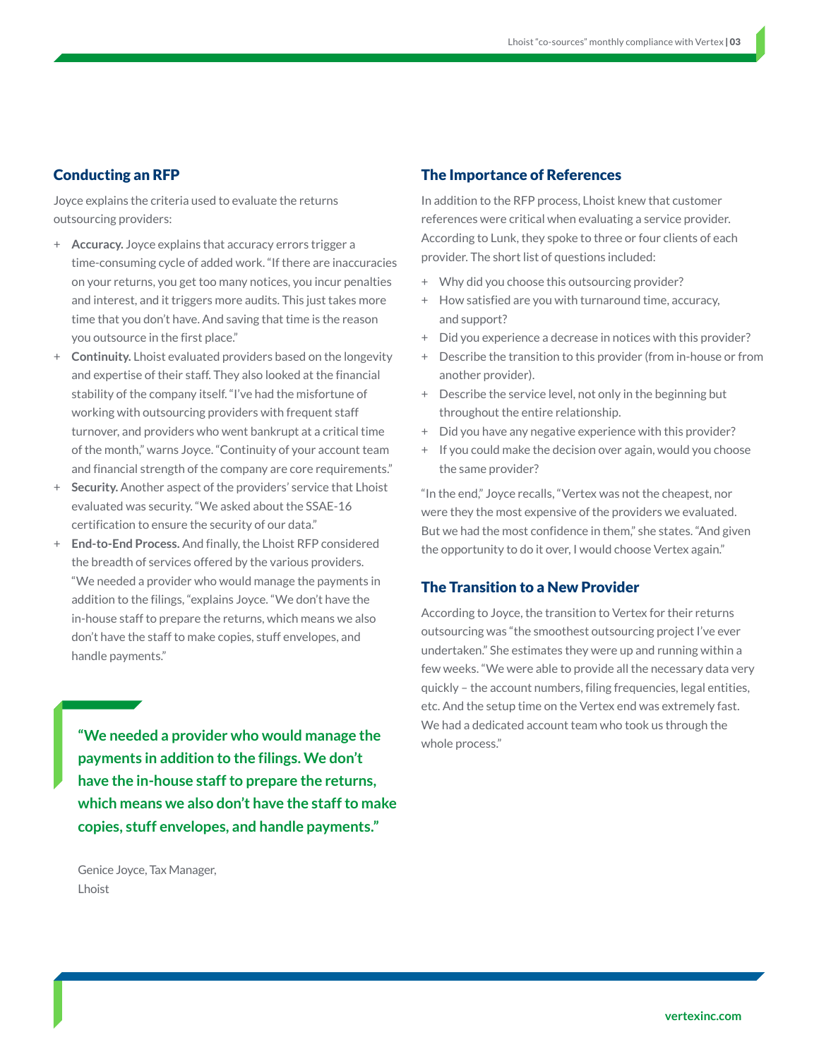## Conducting an RFP

Joyce explains the criteria used to evaluate the returns outsourcing providers:

- **Accuracy.** Joyce explains that accuracy errors trigger a time-consuming cycle of added work. "If there are inaccuracies on your returns, you get too many notices, you incur penalties and interest, and it triggers more audits. This just takes more time that you don't have. And saving that time is the reason you outsource in the first place."
- **Continuity.** Lhoist evaluated providers based on the longevity and expertise of their staff. They also looked at the financial stability of the company itself. "I've had the misfortune of working with outsourcing providers with frequent staff turnover, and providers who went bankrupt at a critical time of the month," warns Joyce. "Continuity of your account team and financial strength of the company are core requirements."
- **Security.** Another aspect of the providers' service that Lhoist evaluated was security. "We asked about the SSAE-16 certification to ensure the security of our data."
- **End-to-End Process.** And finally, the Lhoist RFP considered the breadth of services offered by the various providers. "We needed a provider who would manage the payments in addition to the filings, "explains Joyce. "We don't have the in-house staff to prepare the returns, which means we also don't have the staff to make copies, stuff envelopes, and handle payments."

> **"We needed a provider who would manage the payments in addition to the filings. We don't have the in-house staff to prepare the returns, which means we also don't have the staff to make copies, stuff envelopes, and handle payments."**
>
> Genice Joyce, Tax Manager, Lhoist

## The Importance of References

In addition to the RFP process, Lhoist knew that customer references were critical when evaluating a service provider. According to Lunk, they spoke to three or four clients of each provider. The short list of questions included:

- Why did you choose this outsourcing provider?
- How satisfied are you with turnaround time, accuracy, and support?
- Did you experience a decrease in notices with this provider?
- Describe the transition to this provider (from in-house or from another provider).
- Describe the service level, not only in the beginning but throughout the entire relationship.
- Did you have any negative experience with this provider?
- If you could make the decision over again, would you choose the same provider?

"In the end," Joyce recalls, "Vertex was not the cheapest, nor were they the most expensive of the providers we evaluated. But we had the most confidence in them," she states. "And given the opportunity to do it over, I would choose Vertex again."

## The Transition to a New Provider

According to Joyce, the transition to Vertex for their returns outsourcing was "the smoothest outsourcing project I've ever undertaken." She estimates they were up and running within a few weeks. "We were able to provide all the necessary data very quickly – the account numbers, filing frequencies, legal entities, etc. And the setup time on the Vertex end was extremely fast. We had a dedicated account team who took us through the whole process."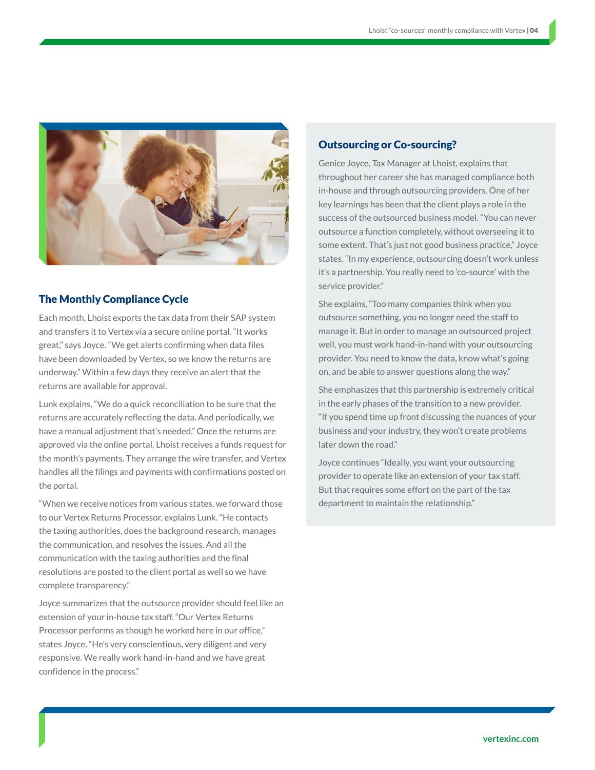## The Monthly Compliance Cycle

Each month, Lhoist exports the tax data from their SAP system and transfers it to Vertex via a secure online portal. "It works great," says Joyce. "We get alerts confirming when data files have been downloaded by Vertex, so we know the returns are underway." Within a few days they receive an alert that the returns are available for approval.

Lunk explains, "We do a quick reconciliation to be sure that the returns are accurately reflecting the data. And periodically, we have a manual adjustment that's needed." Once the returns are approved via the online portal, Lhoist receives a funds request for the month's payments. They arrange the wire transfer, and Vertex handles all the filings and payments with confirmations posted on the portal.

"When we receive notices from various states, we forward those to our Vertex Returns Processor, explains Lunk. "He contacts the taxing authorities, does the background research, manages the communication, and resolves the issues. And all the communication with the taxing authorities and the final resolutions are posted to the client portal as well so we have complete transparency."

Joyce summarizes that the outsource provider should feel like an extension of your in-house tax staff. "Our Vertex Returns Processor performs as though he worked here in our office," states Joyce. "He's very conscientious, very diligent and very responsive. We really work hand-in-hand and we have great confidence in the process."

## Outsourcing or Co-sourcing?

Genice Joyce, Tax Manager at Lhoist, explains that throughout her career she has managed compliance both in-house and through outsourcing providers. One of her key learnings has been that the client plays a role in the success of the outsourced business model. "You can never outsource a function completely, without overseeing it to some extent. That's just not good business practice," Joyce states. "In my experience, outsourcing doesn't work unless it's a partnership. You really need to 'co-source' with the service provider."

She explains, "Too many companies think when you outsource something, you no longer need the staff to manage it. But in order to manage an outsourced project well, you must work hand-in-hand with your outsourcing provider. You need to know the data, know what's going on, and be able to answer questions along the way."

She emphasizes that this partnership is extremely critical in the early phases of the transition to a new provider. "If you spend time up front discussing the nuances of your business and your industry, they won't create problems later down the road."

Joyce continues "Ideally, you want your outsourcing provider to operate like an extension of your tax staff. But that requires some effort on the part of the tax department to maintain the relationship."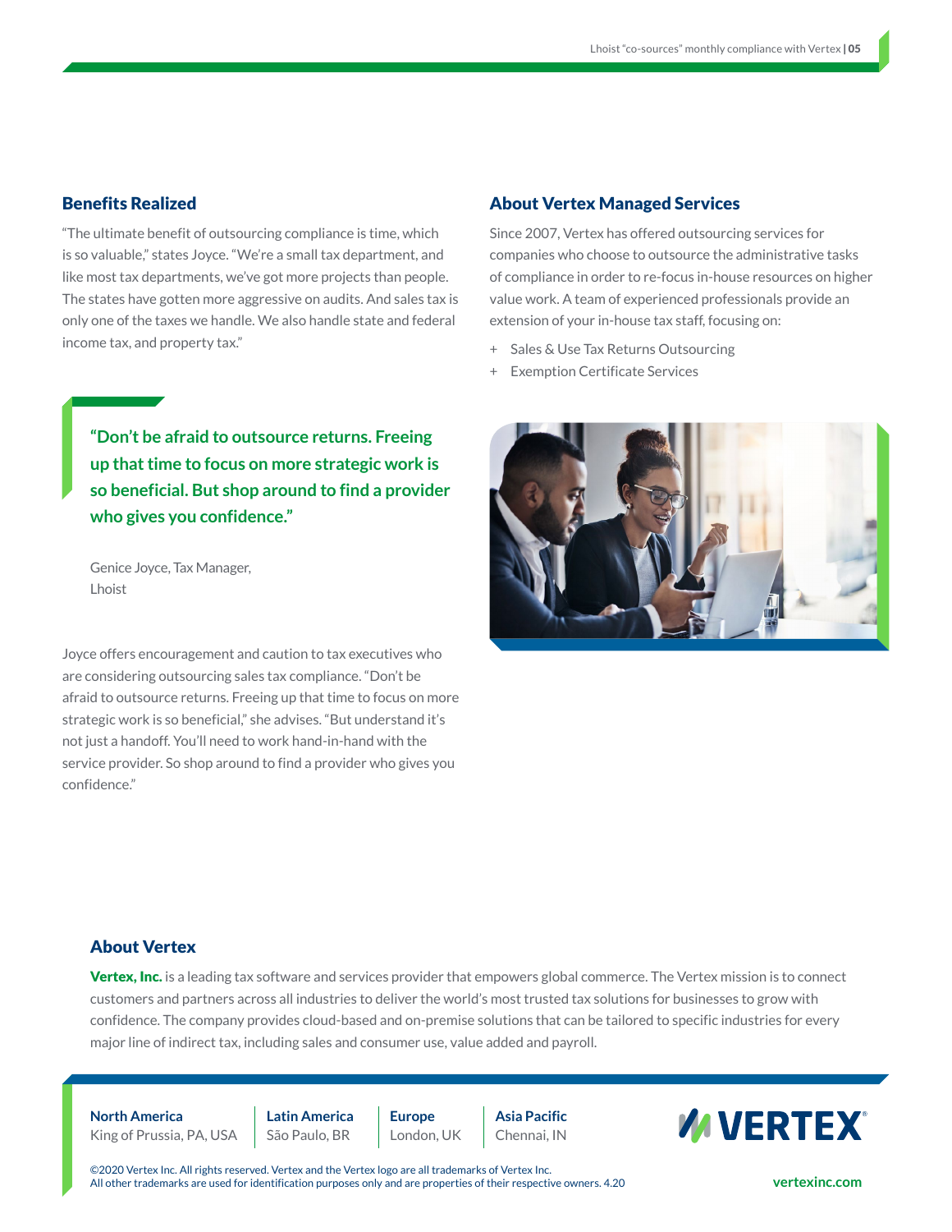## Benefits Realized

"The ultimate benefit of outsourcing compliance is time, which is so valuable," states Joyce. "We're a small tax department, and like most tax departments, we've got more projects than people. The states have gotten more aggressive on audits. And sales tax is only one of the taxes we handle. We also handle state and federal income tax, and property tax."

> **"Don't be afraid to outsource returns. Freeing up that time to focus on more strategic work is so beneficial. But shop around to find a provider who gives you confidence."**
>
> Genice Joyce, Tax Manager,
> Lhoist

Joyce offers encouragement and caution to tax executives who are considering outsourcing sales tax compliance. "Don't be afraid to outsource returns. Freeing up that time to focus on more strategic work is so beneficial," she advises. "But understand it's not just a handoff. You'll need to work hand-in-hand with the service provider. So shop around to find a provider who gives you confidence."

## About Vertex Managed Services

Since 2007, Vertex has offered outsourcing services for companies who choose to outsource the administrative tasks of compliance in order to re-focus in-house resources on higher value work. A team of experienced professionals provide an extension of your in-house tax staff, focusing on:

+ Sales & Use Tax Returns Outsourcing
+ Exemption Certificate Services

## About Vertex

**Vertex, Inc.** is a leading tax software and services provider that empowers global commerce. The Vertex mission is to connect customers and partners across all industries to deliver the world's most trusted tax solutions for businesses to grow with confidence. The company provides cloud-based and on-premise solutions that can be tailored to specific industries for every major line of indirect tax, including sales and consumer use, value added and payroll.

**North America**
King of Prussia, PA, USA

**Latin America**
São Paulo, BR

**Europe**
London, UK

**Asia Pacific**
Chennai, IN

VERTEX®

©2020 Vertex Inc. All rights reserved. Vertex and the Vertex logo are all trademarks of Vertex Inc.
All other trademarks are used for identification purposes only and are properties of their respective owners. 4.20

vertexinc.com